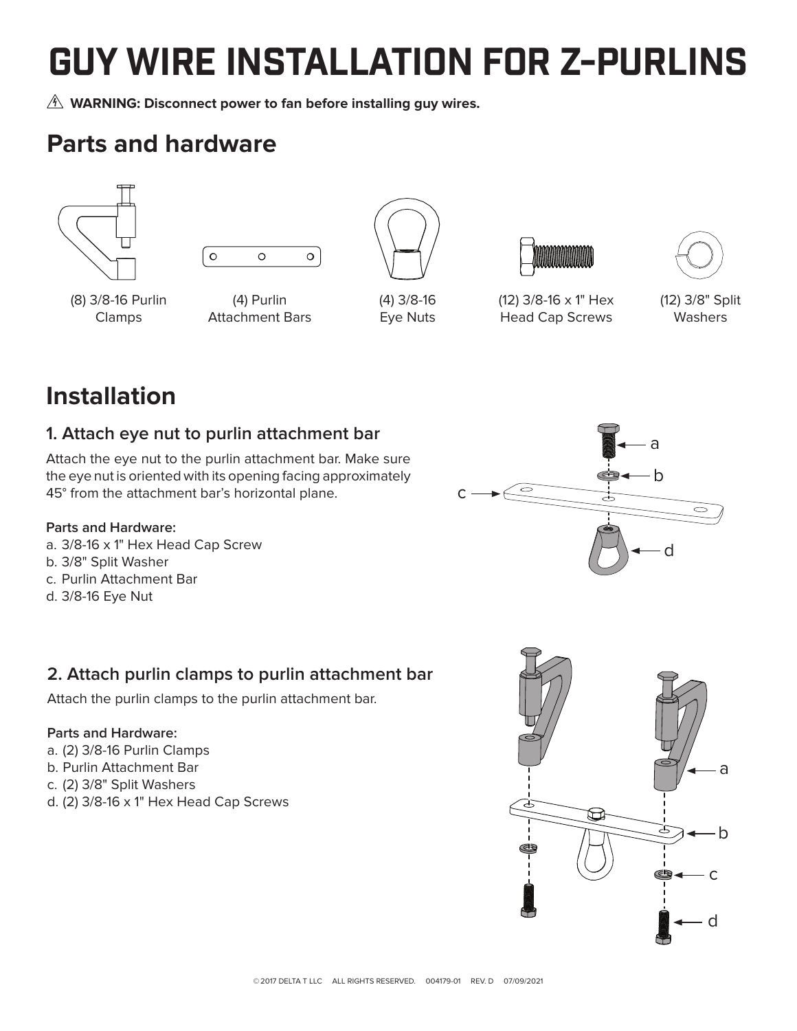# GUY WIRE INSTALLATION FOR Z-PURLINS

⚠ **WARNING: Disconnect power to fan before installing guy wires.**

## Parts and hardware

- (8) 3/8-16 Purlin Clamps
- (4) Purlin Attachment Bars
- (4) 3/8-16 Eye Nuts
- (12) 3/8-16 x 1" Hex Head Cap Screws
- (12) 3/8" Split Washers

## Installation

### 1. Attach eye nut to purlin attachment bar

Attach the eye nut to the purlin attachment bar. Make sure the eye nut is oriented with its opening facing approximately 45° from the attachment bar's horizontal plane.

**Parts and Hardware:**

a. 3/8-16 x 1" Hex Head Cap Screw
b. 3/8" Split Washer
c. Purlin Attachment Bar
d. 3/8-16 Eye Nut

### 2. Attach purlin clamps to purlin attachment bar

Attach the purlin clamps to the purlin attachment bar.

**Parts and Hardware:**

a. (2) 3/8-16 Purlin Clamps
b. Purlin Attachment Bar
c. (2) 3/8" Split Washers
d. (2) 3/8-16 x 1" Hex Head Cap Screws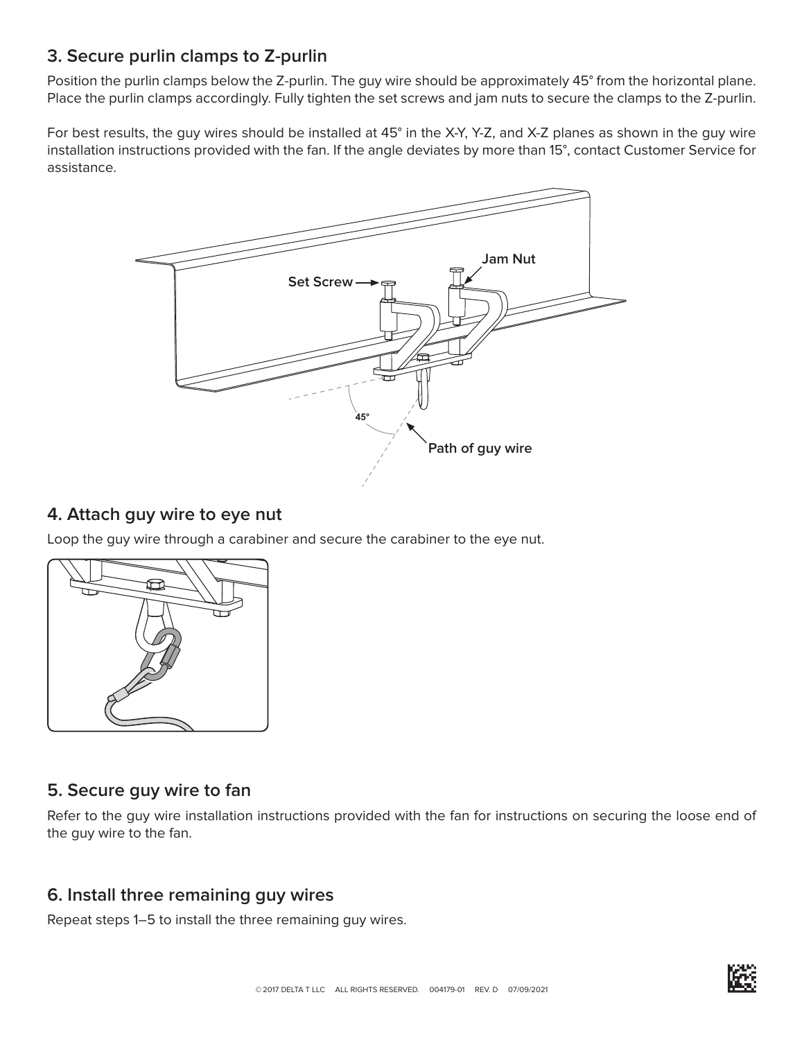## 3. Secure purlin clamps to Z-purlin

Position the purlin clamps below the Z-purlin. The guy wire should be approximately 45° from the horizontal plane. Place the purlin clamps accordingly. Fully tighten the set screws and jam nuts to secure the clamps to the Z-purlin.

For best results, the guy wires should be installed at 45° in the X-Y, Y-Z, and X-Z planes as shown in the guy wire installation instructions provided with the fan. If the angle deviates by more than 15°, contact Customer Service for assistance.

Set Screw

Jam Nut

45°

Path of guy wire

## 4. Attach guy wire to eye nut

Loop the guy wire through a carabiner and secure the carabiner to the eye nut.

## 5. Secure guy wire to fan

Refer to the guy wire installation instructions provided with the fan for instructions on securing the loose end of the guy wire to the fan.

## 6. Install three remaining guy wires

Repeat steps 1–5 to install the three remaining guy wires.

© 2017 DELTA T LLC ALL RIGHTS RESERVED. 004179-01 REV. D 07/09/2021